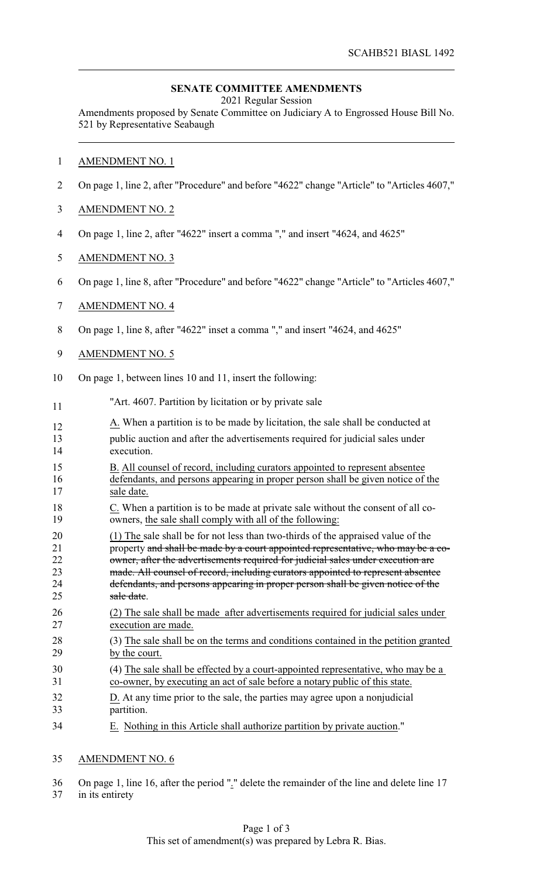SCAHB521 BIASL 1492

**SENATE COMMITTEE AMENDMENTS**

2021 Regular Session

Amendments proposed by Senate Committee on Judiciary A to Engrossed House Bill No. 521 by Representative Seabaugh

AMENDMENT NO. 1

On page 1, line 2, after "Procedure" and before "4622" change "Article" to "Articles 4607,"

AMENDMENT NO. 2

On page 1, line 2, after "4622" insert a comma "," and insert "4624, and 4625"

AMENDMENT NO. 3

On page 1, line 8, after "Procedure" and before "4622" change "Article" to "Articles 4607,"

AMENDMENT NO. 4

On page 1, line 8, after "4622" inset a comma "," and insert "4624, and 4625"

AMENDMENT NO. 5

On page 1, between lines 10 and 11, insert the following:

"Art. 4607. Partition by licitation or by private sale

A. When a partition is to be made by licitation, the sale shall be conducted at public auction and after the advertisements required for judicial sales under execution.

B. All counsel of record, including curators appointed to represent absentee defendants, and persons appearing in proper person shall be given notice of the sale date.

C. When a partition is to be made at private sale without the consent of all co-owners, the sale shall comply with all of the following:

(1) The sale shall be for not less than two-thirds of the appraised value of the property ~~and shall be made by a court appointed representative, who may be a co-owner, after the advertisements required for judicial sales under execution are made. All counsel of record, including curators appointed to represent absentee defendants, and persons appearing in proper person shall be given notice of the sale date~~.

(2) The sale shall be made after advertisements required for judicial sales under execution are made.

(3) The sale shall be on the terms and conditions contained in the petition granted by the court.

(4) The sale shall be effected by a court-appointed representative, who may be a co-owner, by executing an act of sale before a notary public of this state.

D. At any time prior to the sale, the parties may agree upon a nonjudicial partition.

E. Nothing in this Article shall authorize partition by private auction."

AMENDMENT NO. 6

On page 1, line 16, after the period "." delete the remainder of the line and delete line 17 in its entirety

This set of amendment(s) was prepared by Lebra R. Bias.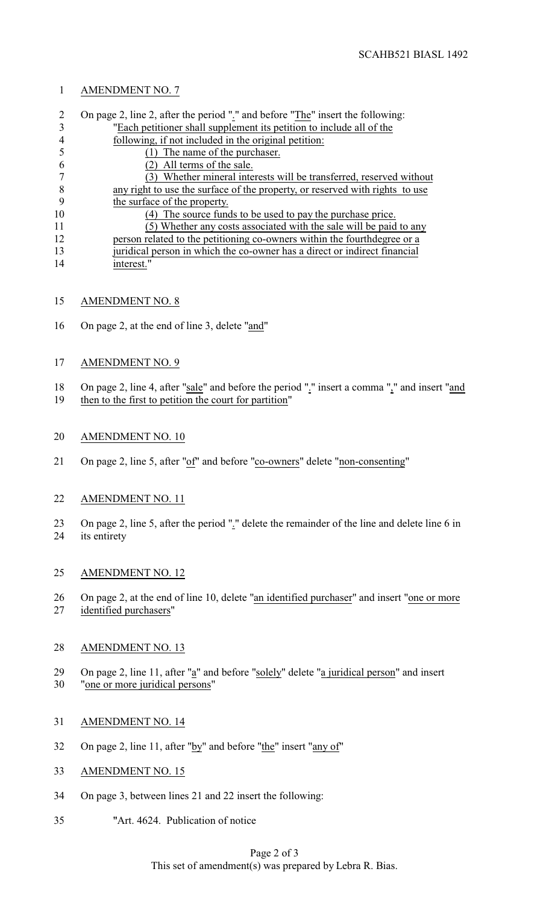AMENDMENT NO. 7

On page 2, line 2, after the period "." and before "The" insert the following:

"Each petitioner shall supplement its petition to include all of the following, if not included in the original petition:

(1) The name of the purchaser.

(2) All terms of the sale.

(3) Whether mineral interests will be transferred, reserved without any right to use the surface of the property, or reserved with rights to use the surface of the property.

(4) The source funds to be used to pay the purchase price.

(5) Whether any costs associated with the sale will be paid to any person related to the petitioning co-owners within the fourthdegree or a juridical person in which the co-owner has a direct or indirect financial interest."

AMENDMENT NO. 8

On page 2, at the end of line 3, delete "and"

AMENDMENT NO. 9

On page 2, line 4, after "sale" and before the period "." insert a comma "," and insert "and then to the first to petition the court for partition"

AMENDMENT NO. 10

On page 2, line 5, after "of" and before "co-owners" delete "non-consenting"

AMENDMENT NO. 11

On page 2, line 5, after the period "." delete the remainder of the line and delete line 6 in its entirety

AMENDMENT NO. 12

On page 2, at the end of line 10, delete "an identified purchaser" and insert "one or more identified purchasers"

AMENDMENT NO. 13

On page 2, line 11, after "a" and before "solely" delete "a juridical person" and insert "one or more juridical persons"

AMENDMENT NO. 14

On page 2, line 11, after "by" and before "the" insert "any of"

AMENDMENT NO. 15

On page 3, between lines 21 and 22 insert the following:

"Art. 4624. Publication of notice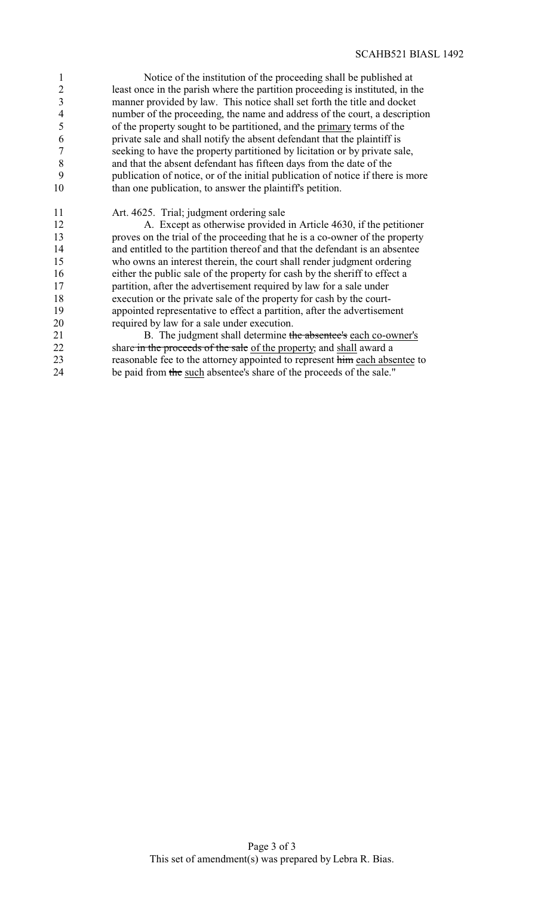Notice of the institution of the proceeding shall be published at least once in the parish where the partition proceeding is instituted, in the manner provided by law. This notice shall set forth the title and docket number of the proceeding, the name and address of the court, a description of the property sought to be partitioned, and the <u>primary</u> terms of the private sale and shall notify the absent defendant that the plaintiff is seeking to have the property partitioned by licitation or by private sale, and that the absent defendant has fifteen days from the date of the publication of notice, or of the initial publication of notice if there is more than one publication, to answer the plaintiff's petition.

Art. 4625. Trial; judgment ordering sale

A. Except as otherwise provided in Article 4630, if the petitioner proves on the trial of the proceeding that he is a co-owner of the property and entitled to the partition thereof and that the defendant is an absentee who owns an interest therein, the court shall render judgment ordering either the public sale of the property for cash by the sheriff to effect a partition, after the advertisement required by law for a sale under execution or the private sale of the property for cash by the court-appointed representative to effect a partition, after the advertisement required by law for a sale under execution.

B. The judgment shall determine ~~the absentee's~~ <u>each co-owner's</u> share ~~in the proceeds of the sale~~ <u>of the property</u>~~,~~ and <u>shall</u> award a reasonable fee to the attorney appointed to represent ~~him~~ <u>each absentee</u> to be paid from ~~the~~ <u>such</u> absentee's share of the proceeds of the sale."